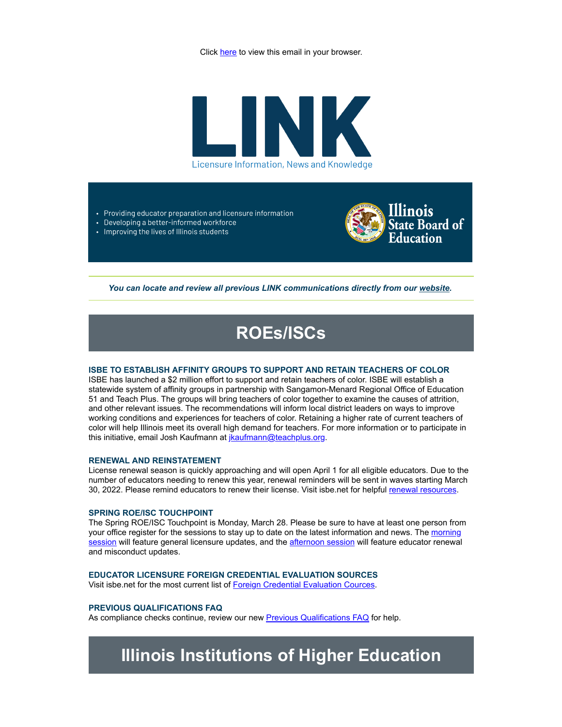Click here to view this email in your browser.

# LINK

Licensure Information, News and Knowledge

- Providing educator preparation and licensure information
- Developing a better-informed workforce
- Improving the lives of Illinois students

Illinois State Board of Education

***You can locate and review all previous LINK communications directly from our website.***

## ROEs/ISCs

### ISBE TO ESTABLISH AFFINITY GROUPS TO SUPPORT AND RETAIN TEACHERS OF COLOR

ISBE has launched a $2 million effort to support and retain teachers of color. ISBE will establish a statewide system of affinity groups in partnership with Sangamon-Menard Regional Office of Education 51 and Teach Plus. The groups will bring teachers of color together to examine the causes of attrition, and other relevant issues. The recommendations will inform local district leaders on ways to improve working conditions and experiences for teachers of color. Retaining a higher rate of current teachers of color will help Illinois meet its overall high demand for teachers. For more information or to participate in this initiative, email Josh Kaufmann at jkaufmann@teachplus.org.

### RENEWAL AND REINSTATEMENT

License renewal season is quickly approaching and will open April 1 for all eligible educators. Due to the number of educators needing to renew this year, renewal reminders will be sent in waves starting March 30, 2022. Please remind educators to renew their license. Visit isbe.net for helpful renewal resources.

### SPRING ROE/ISC TOUCHPOINT

The Spring ROE/ISC Touchpoint is Monday, March 28. Please be sure to have at least one person from your office register for the sessions to stay up to date on the latest information and news. The morning session will feature general licensure updates, and the afternoon session will feature educator renewal and misconduct updates.

### EDUCATOR LICENSURE FOREIGN CREDENTIAL EVALUATION SOURCES

Visit isbe.net for the most current list of Foreign Credential Evaluation Cources.

### PREVIOUS QUALIFICATIONS FAQ

As compliance checks continue, review our new Previous Qualifications FAQ for help.

## Illinois Institutions of Higher Education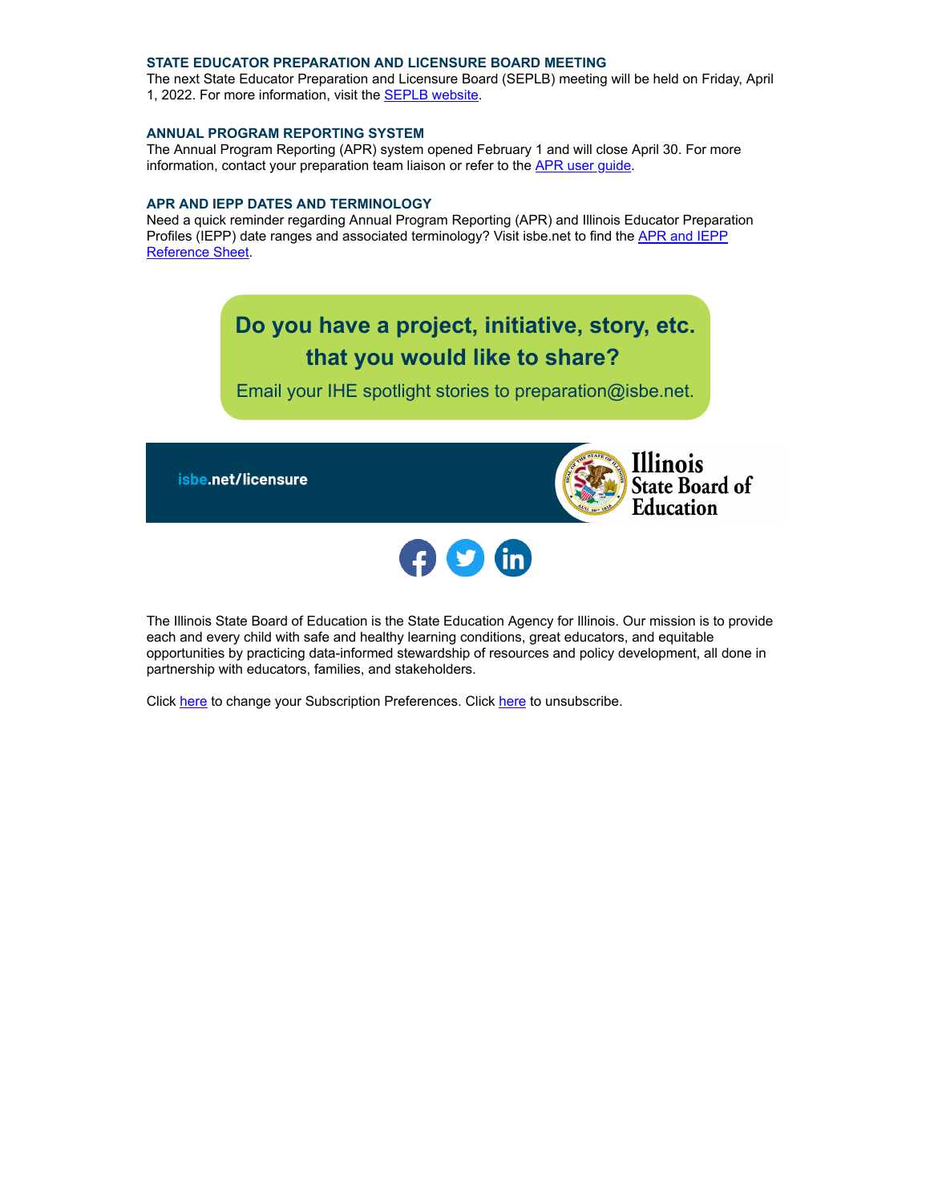### STATE EDUCATOR PREPARATION AND LICENSURE BOARD MEETING

The next State Educator Preparation and Licensure Board (SEPLB) meeting will be held on Friday, April 1, 2022. For more information, visit the SEPLB website.

### ANNUAL PROGRAM REPORTING SYSTEM

The Annual Program Reporting (APR) system opened February 1 and will close April 30. For more information, contact your preparation team liaison or refer to the APR user guide.

### APR AND IEPP DATES AND TERMINOLOGY

Need a quick reminder regarding Annual Program Reporting (APR) and Illinois Educator Preparation Profiles (IEPP) date ranges and associated terminology? Visit isbe.net to find the APR and IEPP Reference Sheet.

**Do you have a project, initiative, story, etc. that you would like to share?**

Email your IHE spotlight stories to preparation@isbe.net.

isbe.net/licensure

Illinois State Board of Education

The Illinois State Board of Education is the State Education Agency for Illinois. Our mission is to provide each and every child with safe and healthy learning conditions, great educators, and equitable opportunities by practicing data-informed stewardship of resources and policy development, all done in partnership with educators, families, and stakeholders.

Click here to change your Subscription Preferences. Click here to unsubscribe.